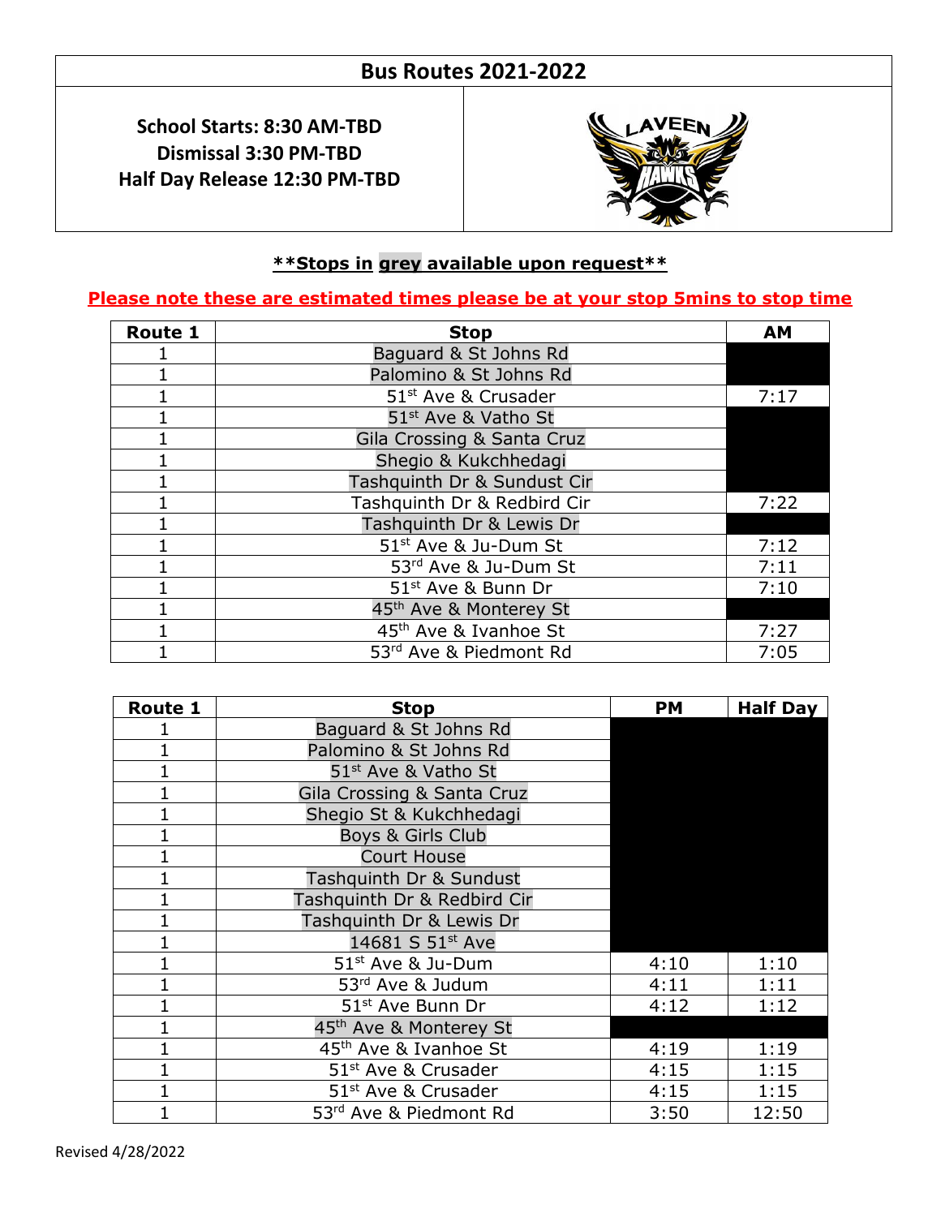# Bus Routes 2021-2022

**School Starts: 8:30 AM-TBD**
**Dismissal 3:30 PM-TBD**
**Half Day Release 12:30 PM-TBD**

**\*\*Stops in grey available upon request\*\***

**Please note these are estimated times please be at your stop 5mins to stop time**

| Route 1 | Stop | AM |
|---|---|---|
| 1 | Baguard & St Johns Rd | |
| 1 | Palomino & St Johns Rd | |
| 1 | 51st Ave & Crusader | 7:17 |
| 1 | 51st Ave & Vatho St | |
| 1 | Gila Crossing & Santa Cruz | |
| 1 | Shegio & Kukchhedagi | |
| 1 | Tashquinth Dr & Sundust Cir | |
| 1 | Tashquinth Dr & Redbird Cir | 7:22 |
| 1 | Tashquinth Dr & Lewis Dr | |
| 1 | 51st Ave & Ju-Dum St | 7:12 |
| 1 | 53rd Ave & Ju-Dum St | 7:11 |
| 1 | 51st Ave & Bunn Dr | 7:10 |
| 1 | 45th Ave & Monterey St | |
| 1 | 45th Ave & Ivanhoe St | 7:27 |
| 1 | 53rd Ave & Piedmont Rd | 7:05 |

| Route 1 | Stop | PM | Half Day |
|---|---|---|---|
| 1 | Baguard & St Johns Rd | | |
| 1 | Palomino & St Johns Rd | | |
| 1 | 51st Ave & Vatho St | | |
| 1 | Gila Crossing & Santa Cruz | | |
| 1 | Shegio St & Kukchhedagi | | |
| 1 | Boys & Girls Club | | |
| 1 | Court House | | |
| 1 | Tashquinth Dr & Sundust | | |
| 1 | Tashquinth Dr & Redbird Cir | | |
| 1 | Tashquinth Dr & Lewis Dr | | |
| 1 | 14681 S 51st Ave | | |
| 1 | 51st Ave & Ju-Dum | 4:10 | 1:10 |
| 1 | 53rd Ave & Judum | 4:11 | 1:11 |
| 1 | 51st Ave Bunn Dr | 4:12 | 1:12 |
| 1 | 45th Ave & Monterey St | | |
| 1 | 45th Ave & Ivanhoe St | 4:19 | 1:19 |
| 1 | 51st Ave & Crusader | 4:15 | 1:15 |
| 1 | 51st Ave & Crusader | 4:15 | 1:15 |
| 1 | 53rd Ave & Piedmont Rd | 3:50 | 12:50 |

Revised 4/28/2022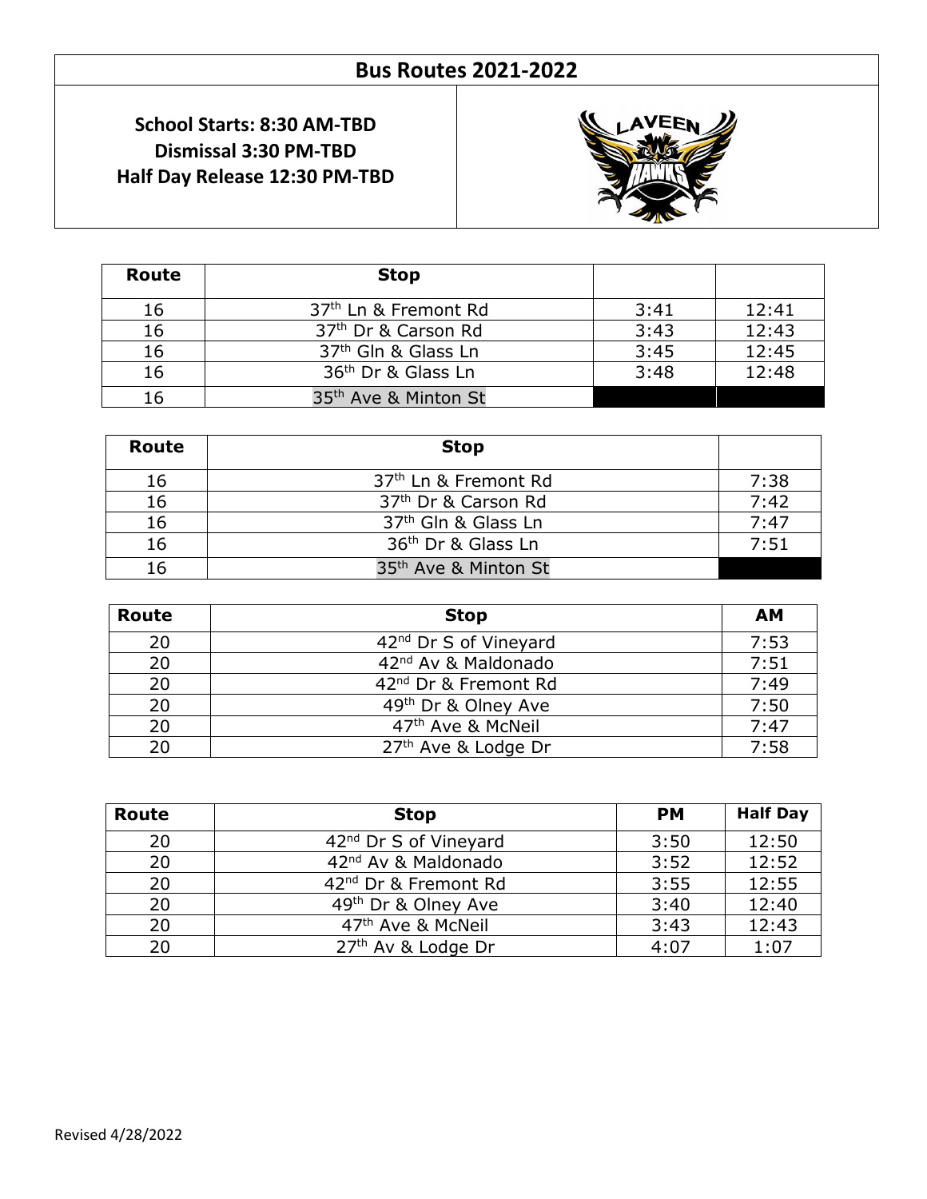# Bus Routes 2021-2022

**School Starts: 8:30 AM-TBD**
**Dismissal 3:30 PM-TBD**
**Half Day Release 12:30 PM-TBD**

| Route | Stop | | |
|---|---|---|---|
| 16 | 37th Ln & Fremont Rd | 3:41 | 12:41 |
| 16 | 37th Dr & Carson Rd | 3:43 | 12:43 |
| 16 | 37th Gln & Glass Ln | 3:45 | 12:45 |
| 16 | 36th Dr & Glass Ln | 3:48 | 12:48 |
| 16 | 35th Ave & Minton St | | |

| Route | Stop | |
|---|---|---|
| 16 | 37th Ln & Fremont Rd | 7:38 |
| 16 | 37th Dr & Carson Rd | 7:42 |
| 16 | 37th Gln & Glass Ln | 7:47 |
| 16 | 36th Dr & Glass Ln | 7:51 |
| 16 | 35th Ave & Minton St | |

| Route | Stop | AM |
|---|---|---|
| 20 | 42nd Dr S of Vineyard | 7:53 |
| 20 | 42nd Av & Maldonado | 7:51 |
| 20 | 42nd Dr & Fremont Rd | 7:49 |
| 20 | 49th Dr & Olney Ave | 7:50 |
| 20 | 47th Ave & McNeil | 7:47 |
| 20 | 27th Ave & Lodge Dr | 7:58 |

| Route | Stop | PM | Half Day |
|---|---|---|---|
| 20 | 42nd Dr S of Vineyard | 3:50 | 12:50 |
| 20 | 42nd Av & Maldonado | 3:52 | 12:52 |
| 20 | 42nd Dr & Fremont Rd | 3:55 | 12:55 |
| 20 | 49th Dr & Olney Ave | 3:40 | 12:40 |
| 20 | 47th Ave & McNeil | 3:43 | 12:43 |
| 20 | 27th Av & Lodge Dr | 4:07 | 1:07 |

Revised 4/28/2022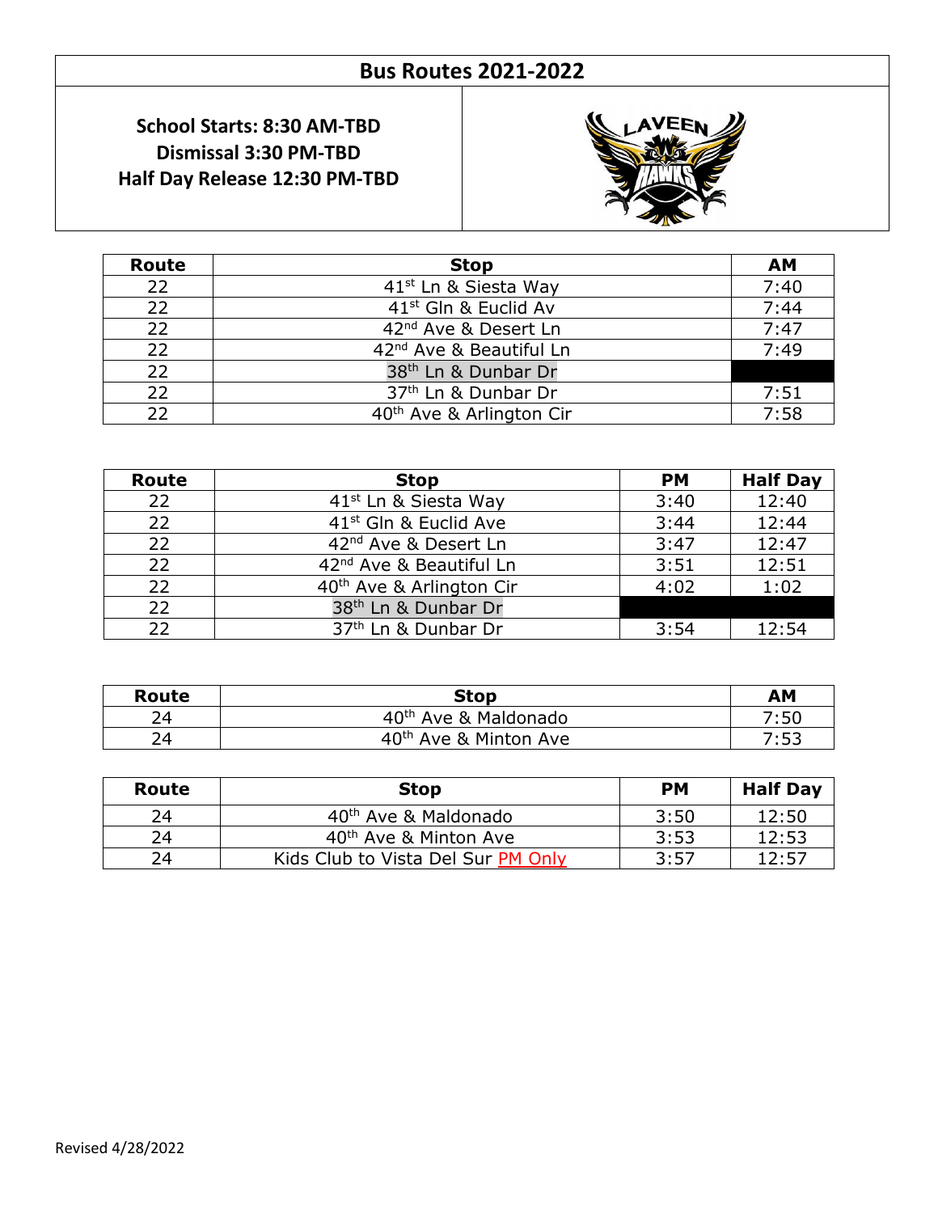# Bus Routes 2021-2022

**School Starts: 8:30 AM-TBD**
**Dismissal 3:30 PM-TBD**
**Half Day Release 12:30 PM-TBD**

| Route | Stop | AM |
|---|---|---|
| 22 | 41st Ln & Siesta Way | 7:40 |
| 22 | 41st Gln & Euclid Av | 7:44 |
| 22 | 42nd Ave & Desert Ln | 7:47 |
| 22 | 42nd Ave & Beautiful Ln | 7:49 |
| 22 | 38th Ln & Dunbar Dr | |
| 22 | 37th Ln & Dunbar Dr | 7:51 |
| 22 | 40th Ave & Arlington Cir | 7:58 |

| Route | Stop | PM | Half Day |
|---|---|---|---|
| 22 | 41st Ln & Siesta Way | 3:40 | 12:40 |
| 22 | 41st Gln & Euclid Ave | 3:44 | 12:44 |
| 22 | 42nd Ave & Desert Ln | 3:47 | 12:47 |
| 22 | 42nd Ave & Beautiful Ln | 3:51 | 12:51 |
| 22 | 40th Ave & Arlington Cir | 4:02 | 1:02 |
| 22 | 38th Ln & Dunbar Dr | | |
| 22 | 37th Ln & Dunbar Dr | 3:54 | 12:54 |

| Route | Stop | AM |
|---|---|---|
| 24 | 40th Ave & Maldonado | 7:50 |
| 24 | 40th Ave & Minton Ave | 7:53 |

| Route | Stop | PM | Half Day |
|---|---|---|---|
| 24 | 40th Ave & Maldonado | 3:50 | 12:50 |
| 24 | 40th Ave & Minton Ave | 3:53 | 12:53 |
| 24 | Kids Club to Vista Del Sur PM Only | 3:57 | 12:57 |

Revised 4/28/2022